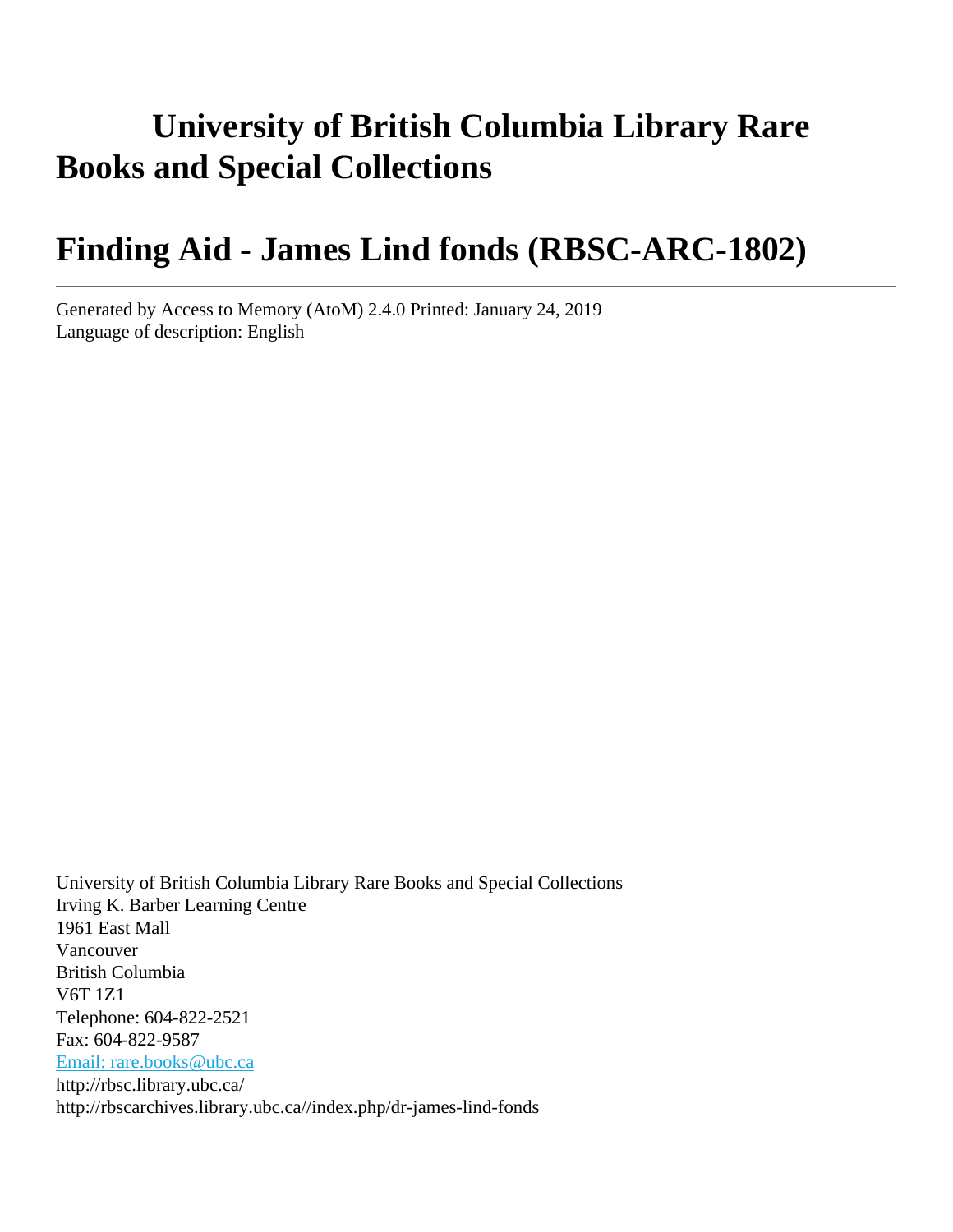# University of British Columbia Library Rare Books and Special Collections

# Finding Aid - James Lind fonds (RBSC-ARC-1802)

---

Generated by Access to Memory (AtoM) 2.4.0 Printed: January 24, 2019
Language of description: English

University of British Columbia Library Rare Books and Special Collections
Irving K. Barber Learning Centre
1961 East Mall
Vancouver
British Columbia
V6T 1Z1
Telephone: 604-822-2521
Fax: 604-822-9587
[Email: rare.books@ubc.ca](mailto:rare.books@ubc.ca)
http://rbsc.library.ubc.ca/
http://rbscarchives.library.ubc.ca//index.php/dr-james-lind-fonds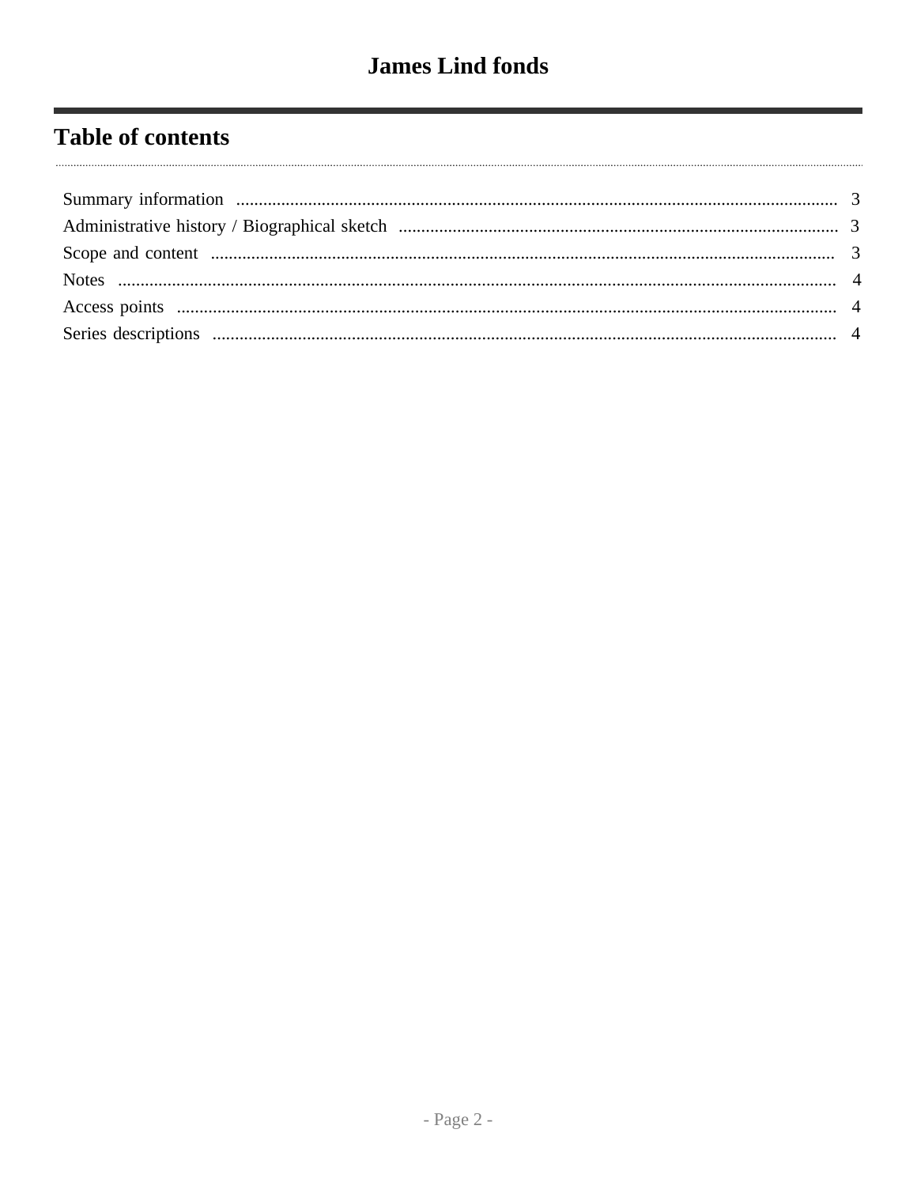# James Lind fonds

## Table of contents

- Summary information ... 3
- Administrative history / Biographical sketch ... 3
- Scope and content ... 3
- Notes ... 4
- Access points ... 4
- Series descriptions ... 4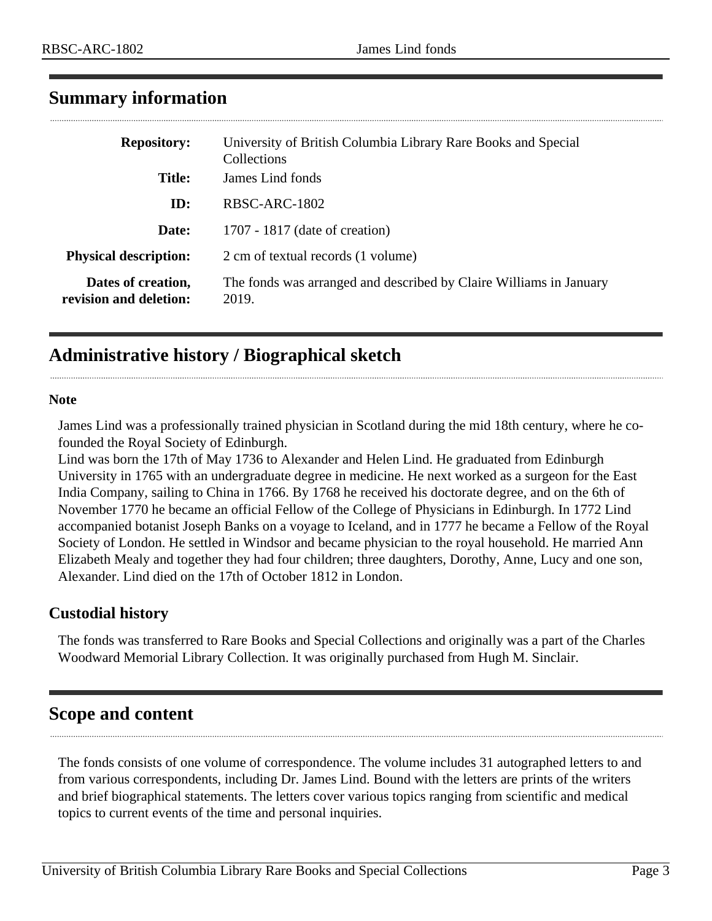## Summary information

| | |
|---|---|
| **Repository:** | University of British Columbia Library Rare Books and Special Collections |
| **Title:** | James Lind fonds |
| **ID:** | RBSC-ARC-1802 |
| **Date:** | 1707 - 1817 (date of creation) |
| **Physical description:** | 2 cm of textual records (1 volume) |
| **Dates of creation, revision and deletion:** | The fonds was arranged and described by Claire Williams in January 2019. |

## Administrative history / Biographical sketch

**Note**

James Lind was a professionally trained physician in Scotland during the mid 18th century, where he co-founded the Royal Society of Edinburgh.
Lind was born the 17th of May 1736 to Alexander and Helen Lind. He graduated from Edinburgh University in 1765 with an undergraduate degree in medicine. He next worked as a surgeon for the East India Company, sailing to China in 1766. By 1768 he received his doctorate degree, and on the 6th of November 1770 he became an official Fellow of the College of Physicians in Edinburgh. In 1772 Lind accompanied botanist Joseph Banks on a voyage to Iceland, and in 1777 he became a Fellow of the Royal Society of London. He settled in Windsor and became physician to the royal household. He married Ann Elizabeth Mealy and together they had four children; three daughters, Dorothy, Anne, Lucy and one son, Alexander. Lind died on the 17th of October 1812 in London.

### Custodial history

The fonds was transferred to Rare Books and Special Collections and originally was a part of the Charles Woodward Memorial Library Collection. It was originally purchased from Hugh M. Sinclair.

## Scope and content

The fonds consists of one volume of correspondence. The volume includes 31 autographed letters to and from various correspondents, including Dr. James Lind. Bound with the letters are prints of the writers and brief biographical statements. The letters cover various topics ranging from scientific and medical topics to current events of the time and personal inquiries.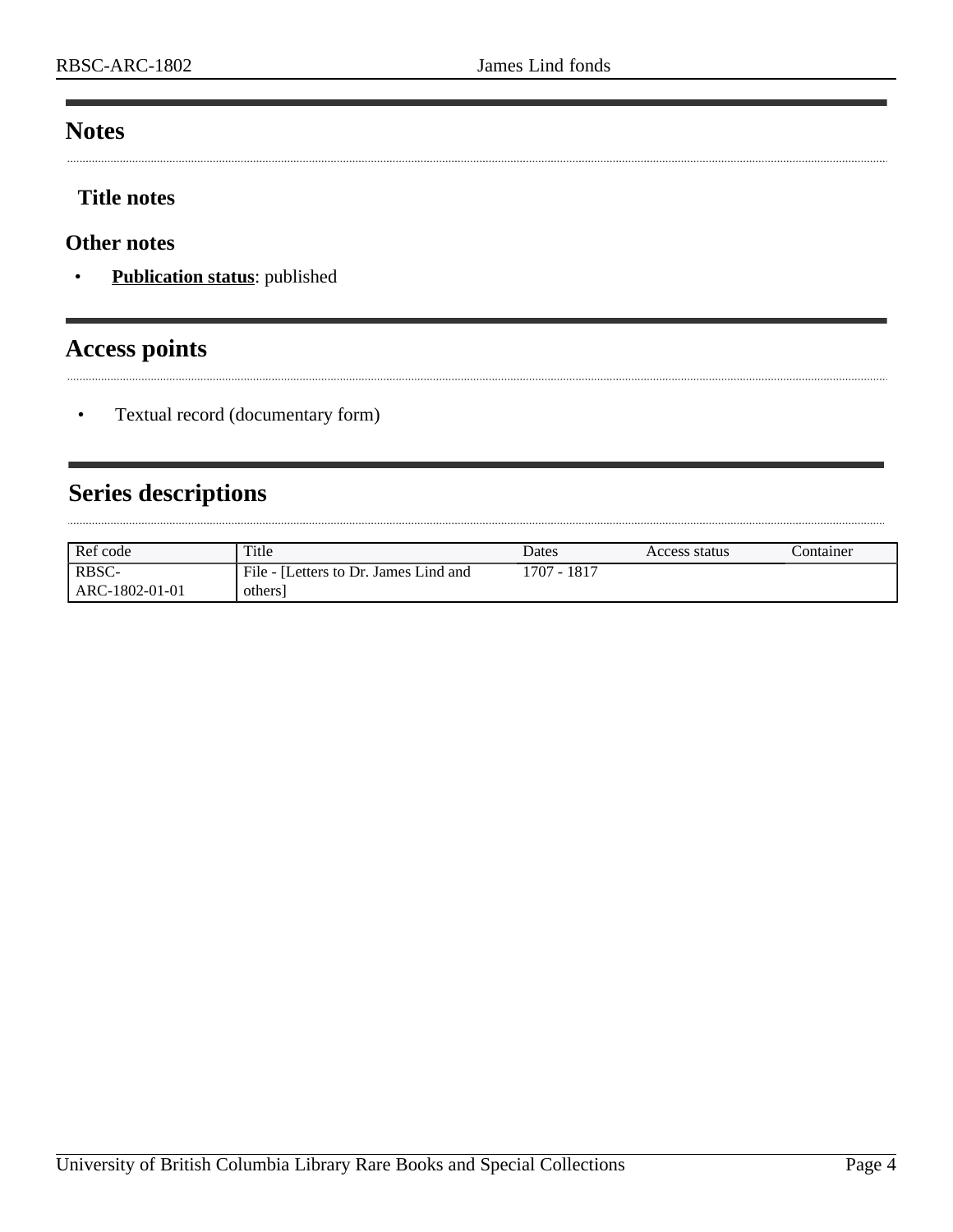## Notes

### Title notes

### Other notes

- **Publication status**: published

## Access points

- Textual record (documentary form)

## Series descriptions

| Ref code | Title | Dates | Access status | Container |
|---|---|---|---|---|
| RBSC-ARC-1802-01-01 | File - [Letters to Dr. James Lind and others] | 1707 - 1817 | | |